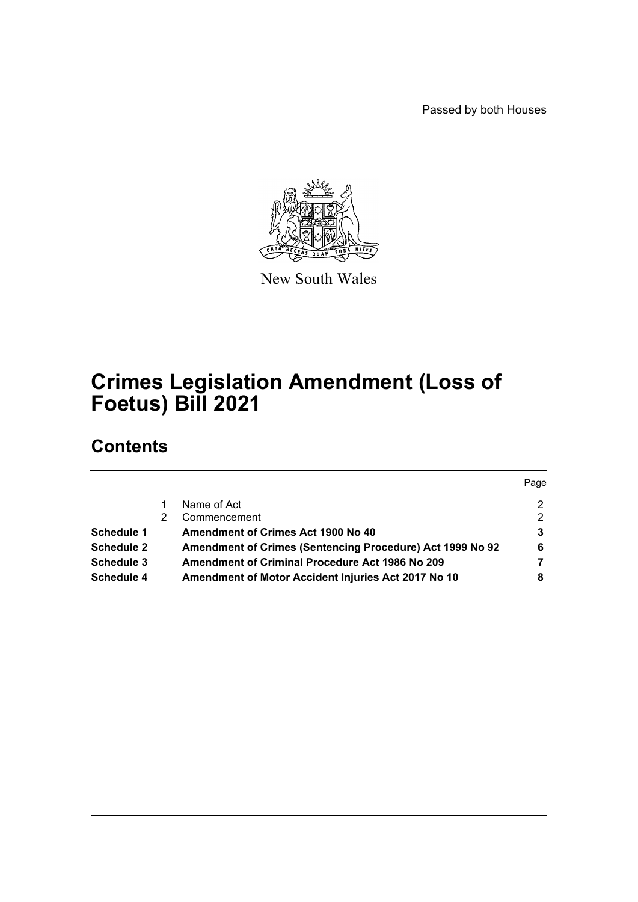Passed by both Houses

New South Wales

# Crimes Legislation Amendment (Loss of Foetus) Bill 2021

## Contents

| | | | Page |
|---|---|---|---|
| | 1 | Name of Act | 2 |
| | 2 | Commencement | 2 |
| **Schedule 1** | | **Amendment of Crimes Act 1900 No 40** | **3** |
| **Schedule 2** | | **Amendment of Crimes (Sentencing Procedure) Act 1999 No 92** | **6** |
| **Schedule 3** | | **Amendment of Criminal Procedure Act 1986 No 209** | **7** |
| **Schedule 4** | | **Amendment of Motor Accident Injuries Act 2017 No 10** | **8** |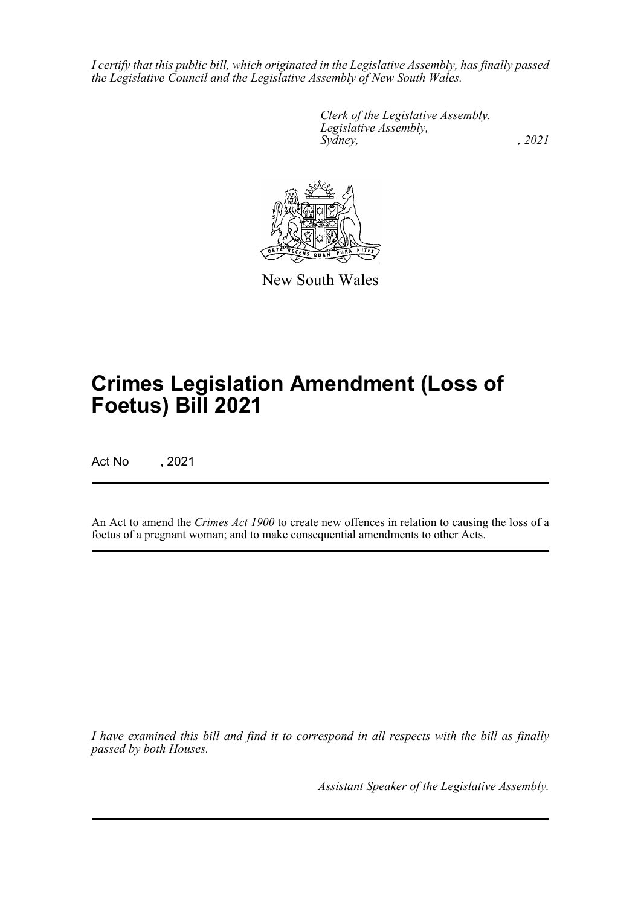*I certify that this public bill, which originated in the Legislative Assembly, has finally passed the Legislative Council and the Legislative Assembly of New South Wales.*

*Clerk of the Legislative Assembly.*
*Legislative Assembly,*
*Sydney, , 2021*

New South Wales

# Crimes Legislation Amendment (Loss of Foetus) Bill 2021

Act No , 2021

An Act to amend the *Crimes Act 1900* to create new offences in relation to causing the loss of a foetus of a pregnant woman; and to make consequential amendments to other Acts.

*I have examined this bill and find it to correspond in all respects with the bill as finally passed by both Houses.*

*Assistant Speaker of the Legislative Assembly.*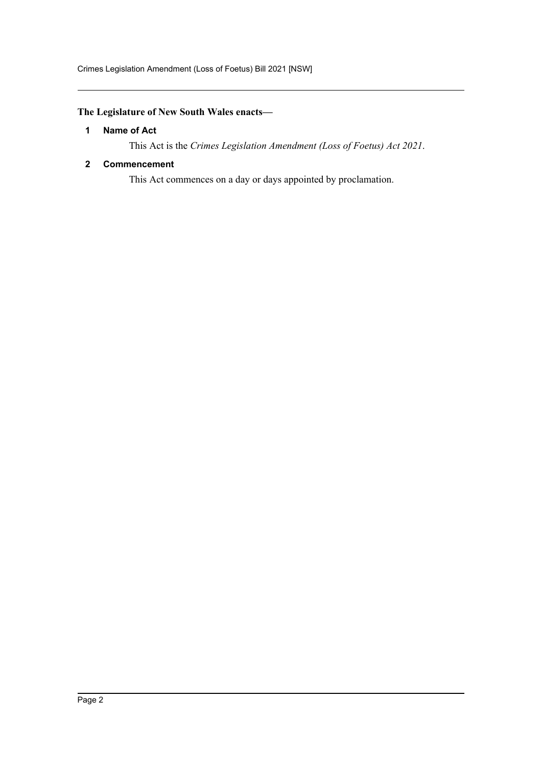**The Legislature of New South Wales enacts—**

### 1 Name of Act

This Act is the *Crimes Legislation Amendment (Loss of Foetus) Act 2021*.

### 2 Commencement

This Act commences on a day or days appointed by proclamation.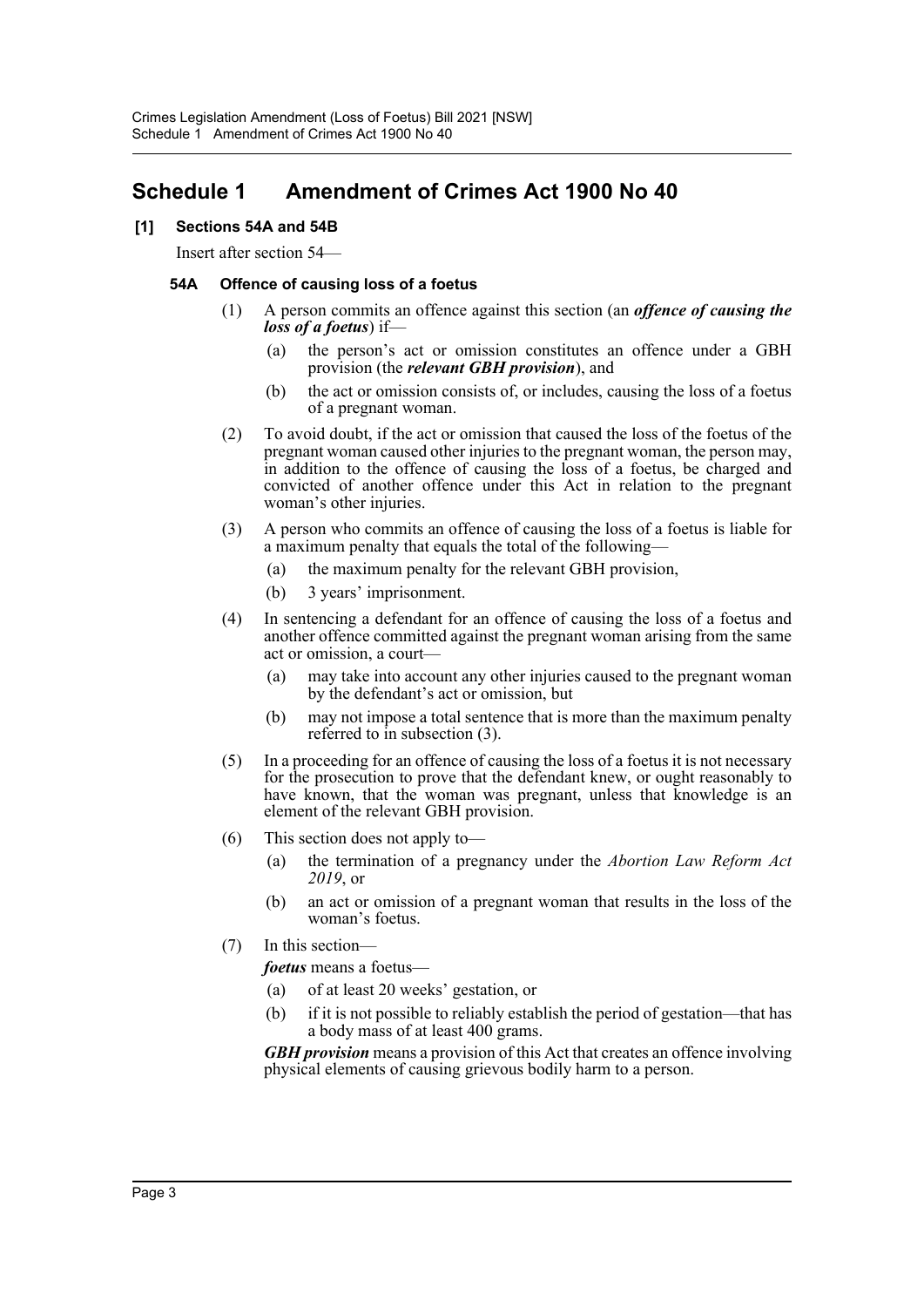# Schedule 1 Amendment of Crimes Act 1900 No 40

## [1] Sections 54A and 54B

Insert after section 54—

### 54A Offence of causing loss of a foetus

(1) A person commits an offence against this section (an ***offence of causing the loss of a foetus***) if—

  (a) the person's act or omission constitutes an offence under a GBH provision (the ***relevant GBH provision***), and

  (b) the act or omission consists of, or includes, causing the loss of a foetus of a pregnant woman.

(2) To avoid doubt, if the act or omission that caused the loss of the foetus of the pregnant woman caused other injuries to the pregnant woman, the person may, in addition to the offence of causing the loss of a foetus, be charged and convicted of another offence under this Act in relation to the pregnant woman's other injuries.

(3) A person who commits an offence of causing the loss of a foetus is liable for a maximum penalty that equals the total of the following—

  (a) the maximum penalty for the relevant GBH provision,

  (b) 3 years' imprisonment.

(4) In sentencing a defendant for an offence of causing the loss of a foetus and another offence committed against the pregnant woman arising from the same act or omission, a court—

  (a) may take into account any other injuries caused to the pregnant woman by the defendant's act or omission, but

  (b) may not impose a total sentence that is more than the maximum penalty referred to in subsection (3).

(5) In a proceeding for an offence of causing the loss of a foetus it is not necessary for the prosecution to prove that the defendant knew, or ought reasonably to have known, that the woman was pregnant, unless that knowledge is an element of the relevant GBH provision.

(6) This section does not apply to—

  (a) the termination of a pregnancy under the *Abortion Law Reform Act 2019*, or

  (b) an act or omission of a pregnant woman that results in the loss of the woman's foetus.

(7) In this section—

***foetus*** means a foetus—

  (a) of at least 20 weeks' gestation, or

  (b) if it is not possible to reliably establish the period of gestation—that has a body mass of at least 400 grams.

***GBH provision*** means a provision of this Act that creates an offence involving physical elements of causing grievous bodily harm to a person.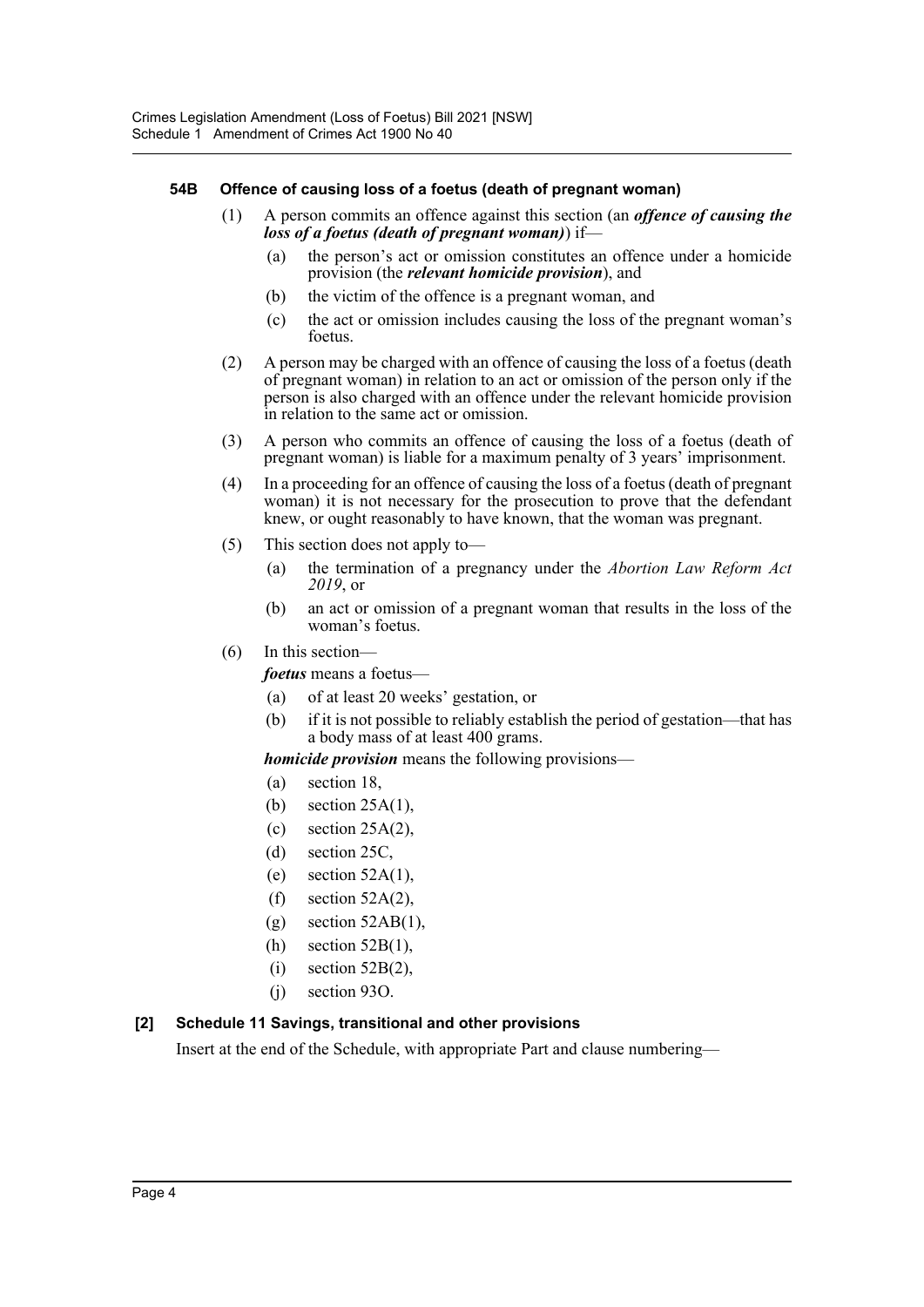#### 54B Offence of causing loss of a foetus (death of pregnant woman)

(1) A person commits an offence against this section (an ***offence of causing the loss of a foetus (death of pregnant woman)***) if—

(a) the person's act or omission constitutes an offence under a homicide provision (the ***relevant homicide provision***), and

(b) the victim of the offence is a pregnant woman, and

(c) the act or omission includes causing the loss of the pregnant woman's foetus.

(2) A person may be charged with an offence of causing the loss of a foetus (death of pregnant woman) in relation to an act or omission of the person only if the person is also charged with an offence under the relevant homicide provision in relation to the same act or omission.

(3) A person who commits an offence of causing the loss of a foetus (death of pregnant woman) is liable for a maximum penalty of 3 years' imprisonment.

(4) In a proceeding for an offence of causing the loss of a foetus (death of pregnant woman) it is not necessary for the prosecution to prove that the defendant knew, or ought reasonably to have known, that the woman was pregnant.

(5) This section does not apply to—

(a) the termination of a pregnancy under the *Abortion Law Reform Act 2019*, or

(b) an act or omission of a pregnant woman that results in the loss of the woman's foetus.

(6) In this section—

***foetus*** means a foetus—

(a) of at least 20 weeks' gestation, or

(b) if it is not possible to reliably establish the period of gestation—that has a body mass of at least 400 grams.

***homicide provision*** means the following provisions—

(a) section 18,

(b) section 25A(1),

(c) section 25A(2),

(d) section 25C,

(e) section 52A(1),

(f) section 52A(2),

(g) section 52AB(1),

(h) section 52B(1),

(i) section 52B(2),

(j) section 93O.

#### [2] Schedule 11 Savings, transitional and other provisions

Insert at the end of the Schedule, with appropriate Part and clause numbering—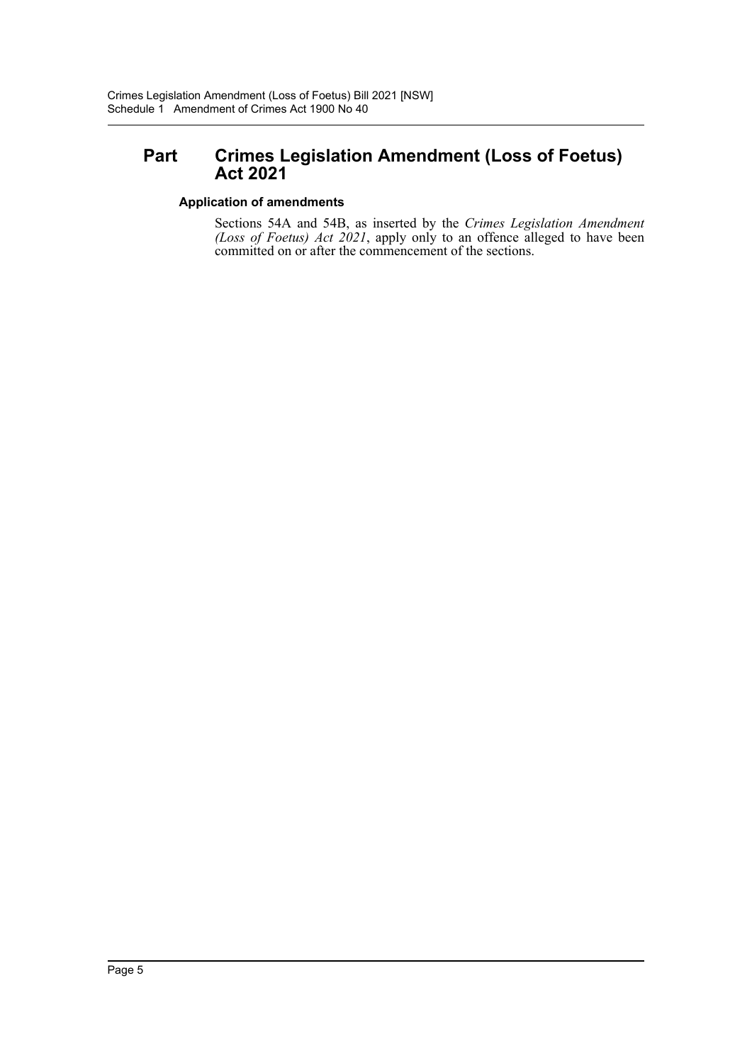## Part Crimes Legislation Amendment (Loss of Foetus) Act 2021

### Application of amendments

Sections 54A and 54B, as inserted by the *Crimes Legislation Amendment (Loss of Foetus) Act 2021*, apply only to an offence alleged to have been committed on or after the commencement of the sections.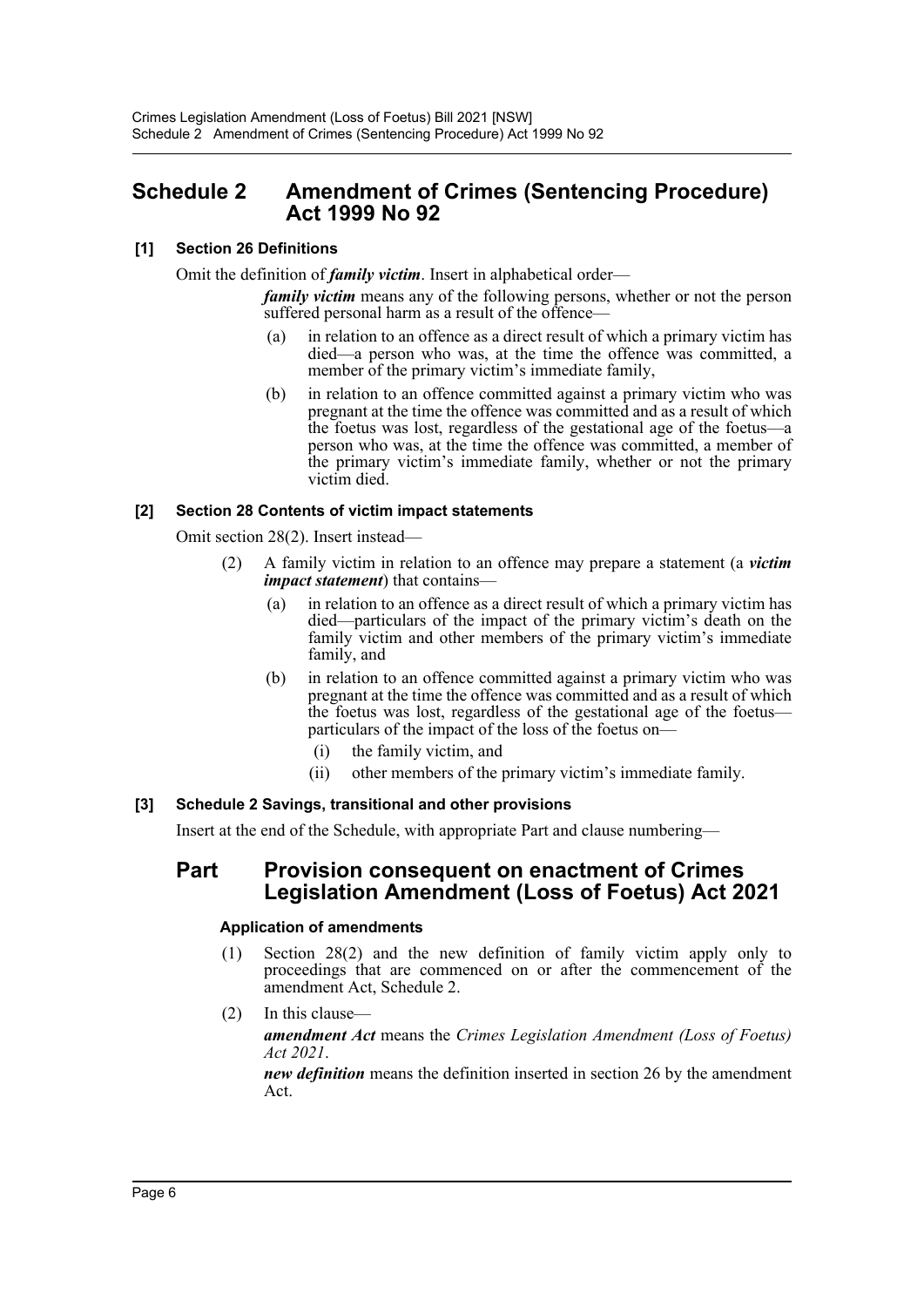# Schedule 2 Amendment of Crimes (Sentencing Procedure) Act 1999 No 92

**[1] Section 26 Definitions**

Omit the definition of ***family victim***. Insert in alphabetical order—

***family victim*** means any of the following persons, whether or not the person suffered personal harm as a result of the offence—

(a) in relation to an offence as a direct result of which a primary victim has died—a person who was, at the time the offence was committed, a member of the primary victim's immediate family,

(b) in relation to an offence committed against a primary victim who was pregnant at the time the offence was committed and as a result of which the foetus was lost, regardless of the gestational age of the foetus—a person who was, at the time the offence was committed, a member of the primary victim's immediate family, whether or not the primary victim died.

**[2] Section 28 Contents of victim impact statements**

Omit section 28(2). Insert instead—

(2) A family victim in relation to an offence may prepare a statement (a ***victim impact statement***) that contains—

(a) in relation to an offence as a direct result of which a primary victim has died—particulars of the impact of the primary victim's death on the family victim and other members of the primary victim's immediate family, and

(b) in relation to an offence committed against a primary victim who was pregnant at the time the offence was committed and as a result of which the foetus was lost, regardless of the gestational age of the foetus—particulars of the impact of the loss of the foetus on—

(i) the family victim, and

(ii) other members of the primary victim's immediate family.

**[3] Schedule 2 Savings, transitional and other provisions**

Insert at the end of the Schedule, with appropriate Part and clause numbering—

## Part Provision consequent on enactment of Crimes Legislation Amendment (Loss of Foetus) Act 2021

**Application of amendments**

(1) Section 28(2) and the new definition of family victim apply only to proceedings that are commenced on or after the commencement of the amendment Act, Schedule 2.

(2) In this clause—

***amendment Act*** means the *Crimes Legislation Amendment (Loss of Foetus) Act 2021*.

***new definition*** means the definition inserted in section 26 by the amendment Act.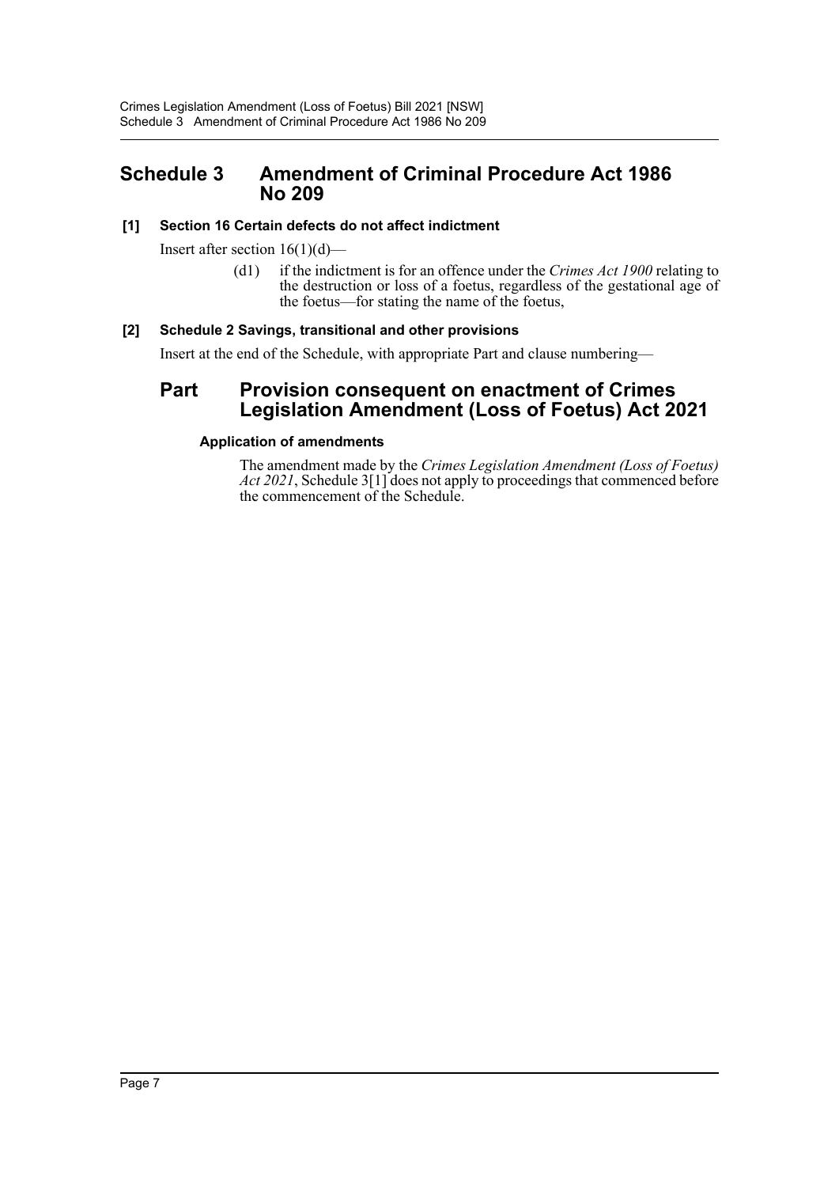# Schedule 3 Amendment of Criminal Procedure Act 1986 No 209

## [1] Section 16 Certain defects do not affect indictment

Insert after section 16(1)(d)—

(d1) if the indictment is for an offence under the *Crimes Act 1900* relating to the destruction or loss of a foetus, regardless of the gestational age of the foetus—for stating the name of the foetus,

## [2] Schedule 2 Savings, transitional and other provisions

Insert at the end of the Schedule, with appropriate Part and clause numbering—

## Part Provision consequent on enactment of Crimes Legislation Amendment (Loss of Foetus) Act 2021

### Application of amendments

The amendment made by the *Crimes Legislation Amendment (Loss of Foetus) Act 2021*, Schedule 3[1] does not apply to proceedings that commenced before the commencement of the Schedule.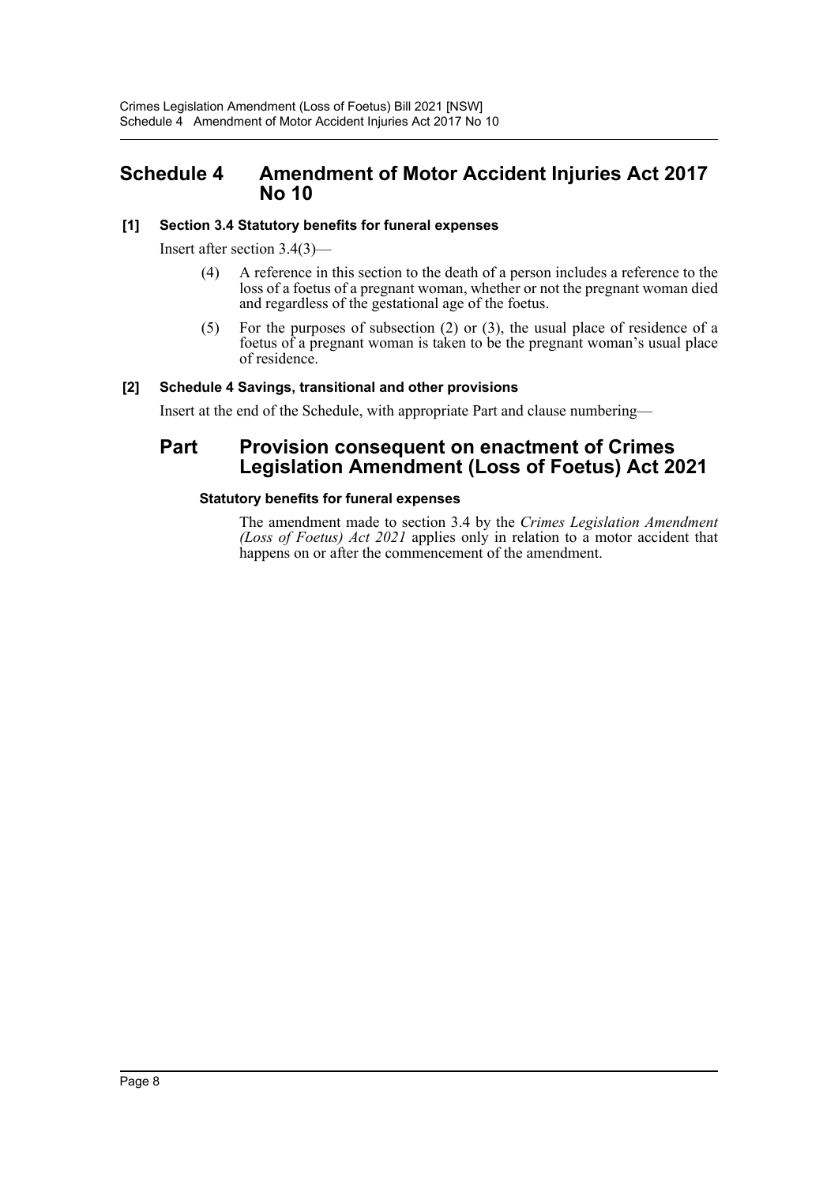# Schedule 4 Amendment of Motor Accident Injuries Act 2017 No 10

**[1] Section 3.4 Statutory benefits for funeral expenses**

Insert after section 3.4(3)—

(4) A reference in this section to the death of a person includes a reference to the loss of a foetus of a pregnant woman, whether or not the pregnant woman died and regardless of the gestational age of the foetus.

(5) For the purposes of subsection (2) or (3), the usual place of residence of a foetus of a pregnant woman is taken to be the pregnant woman's usual place of residence.

**[2] Schedule 4 Savings, transitional and other provisions**

Insert at the end of the Schedule, with appropriate Part and clause numbering—

## Part Provision consequent on enactment of Crimes Legislation Amendment (Loss of Foetus) Act 2021

**Statutory benefits for funeral expenses**

The amendment made to section 3.4 by the *Crimes Legislation Amendment (Loss of Foetus) Act 2021* applies only in relation to a motor accident that happens on or after the commencement of the amendment.